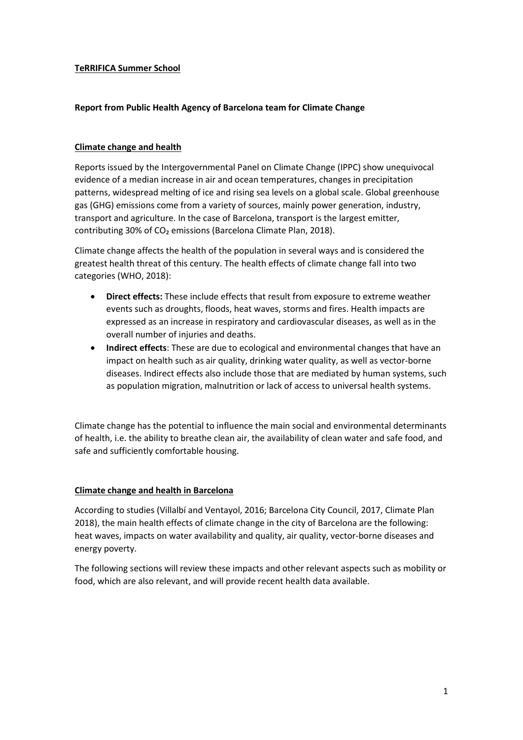**TeRRIFICA Summer School**

**Report from Public Health Agency of Barcelona team for Climate Change**

## Climate change and health

Reports issued by the Intergovernmental Panel on Climate Change (IPPC) show unequivocal evidence of a median increase in air and ocean temperatures, changes in precipitation patterns, widespread melting of ice and rising sea levels on a global scale. Global greenhouse gas (GHG) emissions come from a variety of sources, mainly power generation, industry, transport and agriculture. In the case of Barcelona, transport is the largest emitter, contributing 30% of $CO_2$ emissions (Barcelona Climate Plan, 2018).

Climate change affects the health of the population in several ways and is considered the greatest health threat of this century. The health effects of climate change fall into two categories (WHO, 2018):

- **Direct effects:** These include effects that result from exposure to extreme weather events such as droughts, floods, heat waves, storms and fires. Health impacts are expressed as an increase in respiratory and cardiovascular diseases, as well as in the overall number of injuries and deaths.
- **Indirect effects**: These are due to ecological and environmental changes that have an impact on health such as air quality, drinking water quality, as well as vector-borne diseases. Indirect effects also include those that are mediated by human systems, such as population migration, malnutrition or lack of access to universal health systems.

Climate change has the potential to influence the main social and environmental determinants of health, i.e. the ability to breathe clean air, the availability of clean water and safe food, and safe and sufficiently comfortable housing.

## Climate change and health in Barcelona

According to studies (Villalbí and Ventayol, 2016; Barcelona City Council, 2017, Climate Plan 2018), the main health effects of climate change in the city of Barcelona are the following: heat waves, impacts on water availability and quality, air quality, vector-borne diseases and energy poverty.

The following sections will review these impacts and other relevant aspects such as mobility or food, which are also relevant, and will provide recent health data available.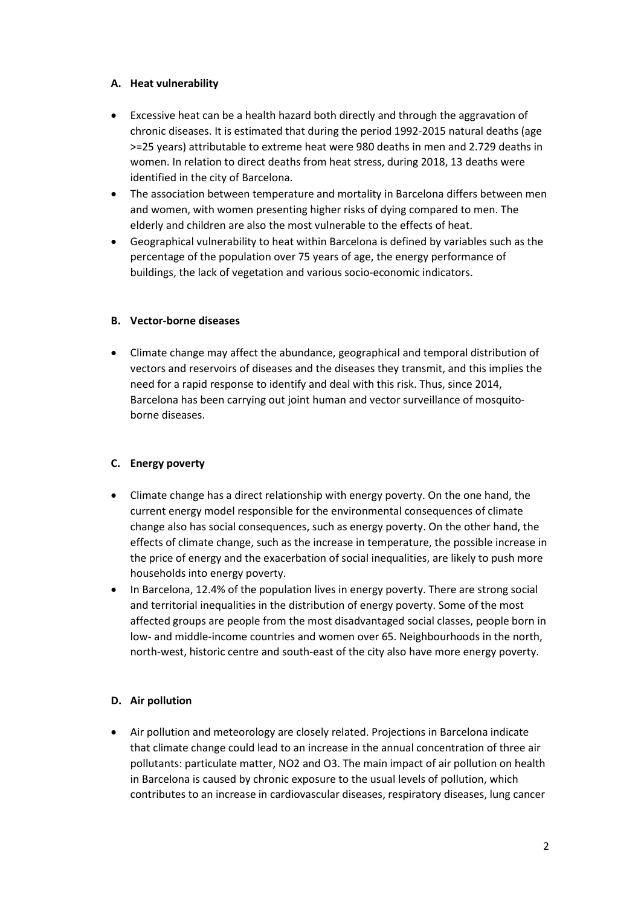### A. Heat vulnerability

- Excessive heat can be a health hazard both directly and through the aggravation of chronic diseases. It is estimated that during the period 1992-2015 natural deaths (age >=25 years) attributable to extreme heat were 980 deaths in men and 2.729 deaths in women. In relation to direct deaths from heat stress, during 2018, 13 deaths were identified in the city of Barcelona.
- The association between temperature and mortality in Barcelona differs between men and women, with women presenting higher risks of dying compared to men. The elderly and children are also the most vulnerable to the effects of heat.
- Geographical vulnerability to heat within Barcelona is defined by variables such as the percentage of the population over 75 years of age, the energy performance of buildings, the lack of vegetation and various socio-economic indicators.

### B. Vector-borne diseases

- Climate change may affect the abundance, geographical and temporal distribution of vectors and reservoirs of diseases and the diseases they transmit, and this implies the need for a rapid response to identify and deal with this risk. Thus, since 2014, Barcelona has been carrying out joint human and vector surveillance of mosquito-borne diseases.

### C. Energy poverty

- Climate change has a direct relationship with energy poverty. On the one hand, the current energy model responsible for the environmental consequences of climate change also has social consequences, such as energy poverty. On the other hand, the effects of climate change, such as the increase in temperature, the possible increase in the price of energy and the exacerbation of social inequalities, are likely to push more households into energy poverty.
- In Barcelona, 12.4% of the population lives in energy poverty. There are strong social and territorial inequalities in the distribution of energy poverty. Some of the most affected groups are people from the most disadvantaged social classes, people born in low- and middle-income countries and women over 65. Neighbourhoods in the north, north-west, historic centre and south-east of the city also have more energy poverty.

### D. Air pollution

- Air pollution and meteorology are closely related. Projections in Barcelona indicate that climate change could lead to an increase in the annual concentration of three air pollutants: particulate matter, $NO_2$ and $O_3$. The main impact of air pollution on health in Barcelona is caused by chronic exposure to the usual levels of pollution, which contributes to an increase in cardiovascular diseases, respiratory diseases, lung cancer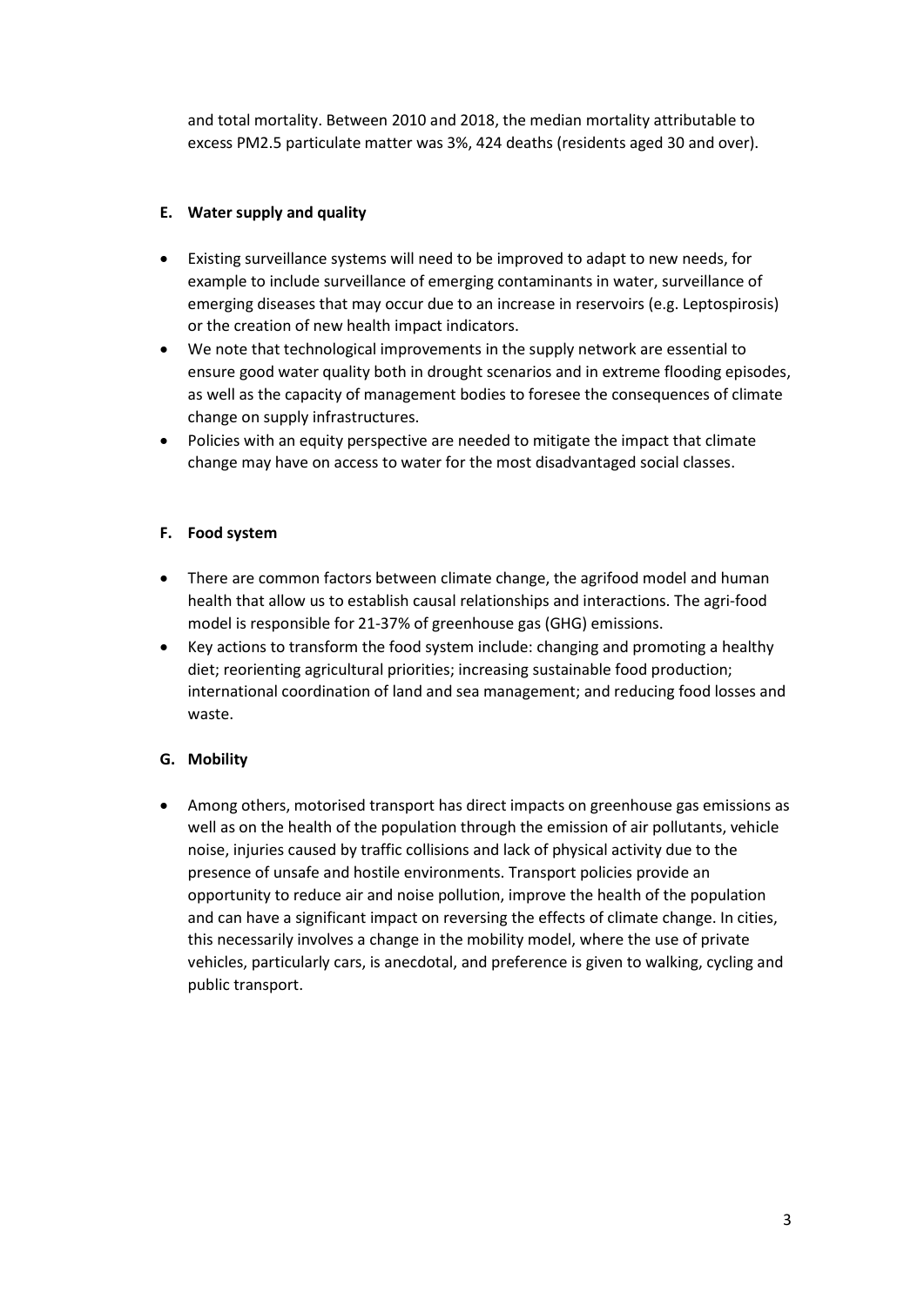and total mortality. Between 2010 and 2018, the median mortality attributable to excess PM2.5 particulate matter was 3%, 424 deaths (residents aged 30 and over).

**E. Water supply and quality**

- Existing surveillance systems will need to be improved to adapt to new needs, for example to include surveillance of emerging contaminants in water, surveillance of emerging diseases that may occur due to an increase in reservoirs (e.g. Leptospirosis) or the creation of new health impact indicators.
- We note that technological improvements in the supply network are essential to ensure good water quality both in drought scenarios and in extreme flooding episodes, as well as the capacity of management bodies to foresee the consequences of climate change on supply infrastructures.
- Policies with an equity perspective are needed to mitigate the impact that climate change may have on access to water for the most disadvantaged social classes.

**F. Food system**

- There are common factors between climate change, the agrifood model and human health that allow us to establish causal relationships and interactions. The agri-food model is responsible for 21-37% of greenhouse gas (GHG) emissions.
- Key actions to transform the food system include: changing and promoting a healthy diet; reorienting agricultural priorities; increasing sustainable food production; international coordination of land and sea management; and reducing food losses and waste.

**G. Mobility**

- Among others, motorised transport has direct impacts on greenhouse gas emissions as well as on the health of the population through the emission of air pollutants, vehicle noise, injuries caused by traffic collisions and lack of physical activity due to the presence of unsafe and hostile environments. Transport policies provide an opportunity to reduce air and noise pollution, improve the health of the population and can have a significant impact on reversing the effects of climate change. In cities, this necessarily involves a change in the mobility model, where the use of private vehicles, particularly cars, is anecdotal, and preference is given to walking, cycling and public transport.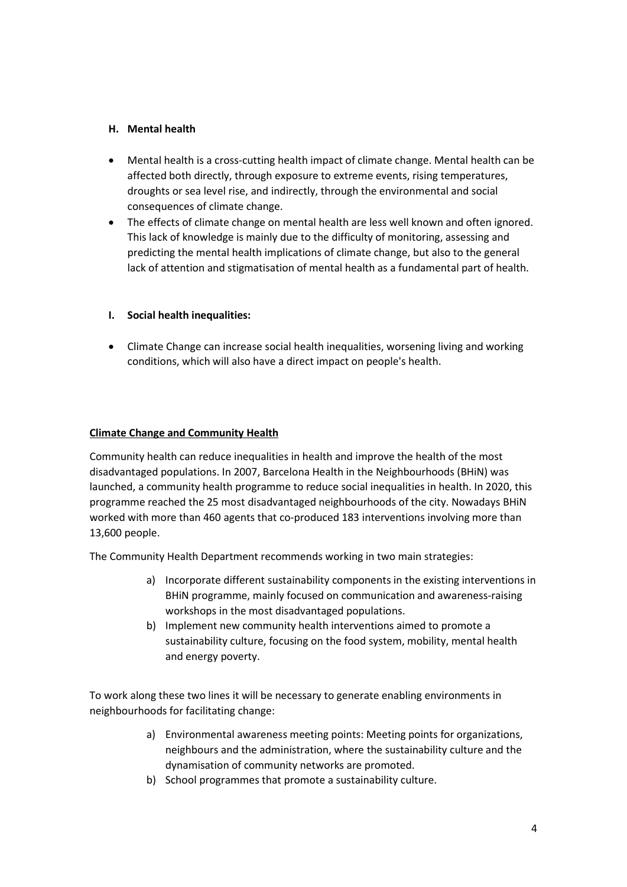### H. Mental health

- Mental health is a cross-cutting health impact of climate change. Mental health can be affected both directly, through exposure to extreme events, rising temperatures, droughts or sea level rise, and indirectly, through the environmental and social consequences of climate change.
- The effects of climate change on mental health are less well known and often ignored. This lack of knowledge is mainly due to the difficulty of monitoring, assessing and predicting the mental health implications of climate change, but also to the general lack of attention and stigmatisation of mental health as a fundamental part of health.

### I. Social health inequalities:

- Climate Change can increase social health inequalities, worsening living and working conditions, which will also have a direct impact on people's health.

## Climate Change and Community Health

Community health can reduce inequalities in health and improve the health of the most disadvantaged populations. In 2007, Barcelona Health in the Neighbourhoods (BHiN) was launched, a community health programme to reduce social inequalities in health. In 2020, this programme reached the 25 most disadvantaged neighbourhoods of the city. Nowadays BHiN worked with more than 460 agents that co-produced 183 interventions involving more than 13,600 people.

The Community Health Department recommends working in two main strategies:

a) Incorporate different sustainability components in the existing interventions in BHiN programme, mainly focused on communication and awareness-raising workshops in the most disadvantaged populations.
b) Implement new community health interventions aimed to promote a sustainability culture, focusing on the food system, mobility, mental health and energy poverty.

To work along these two lines it will be necessary to generate enabling environments in neighbourhoods for facilitating change:

a) Environmental awareness meeting points: Meeting points for organizations, neighbours and the administration, where the sustainability culture and the dynamisation of community networks are promoted.
b) School programmes that promote a sustainability culture.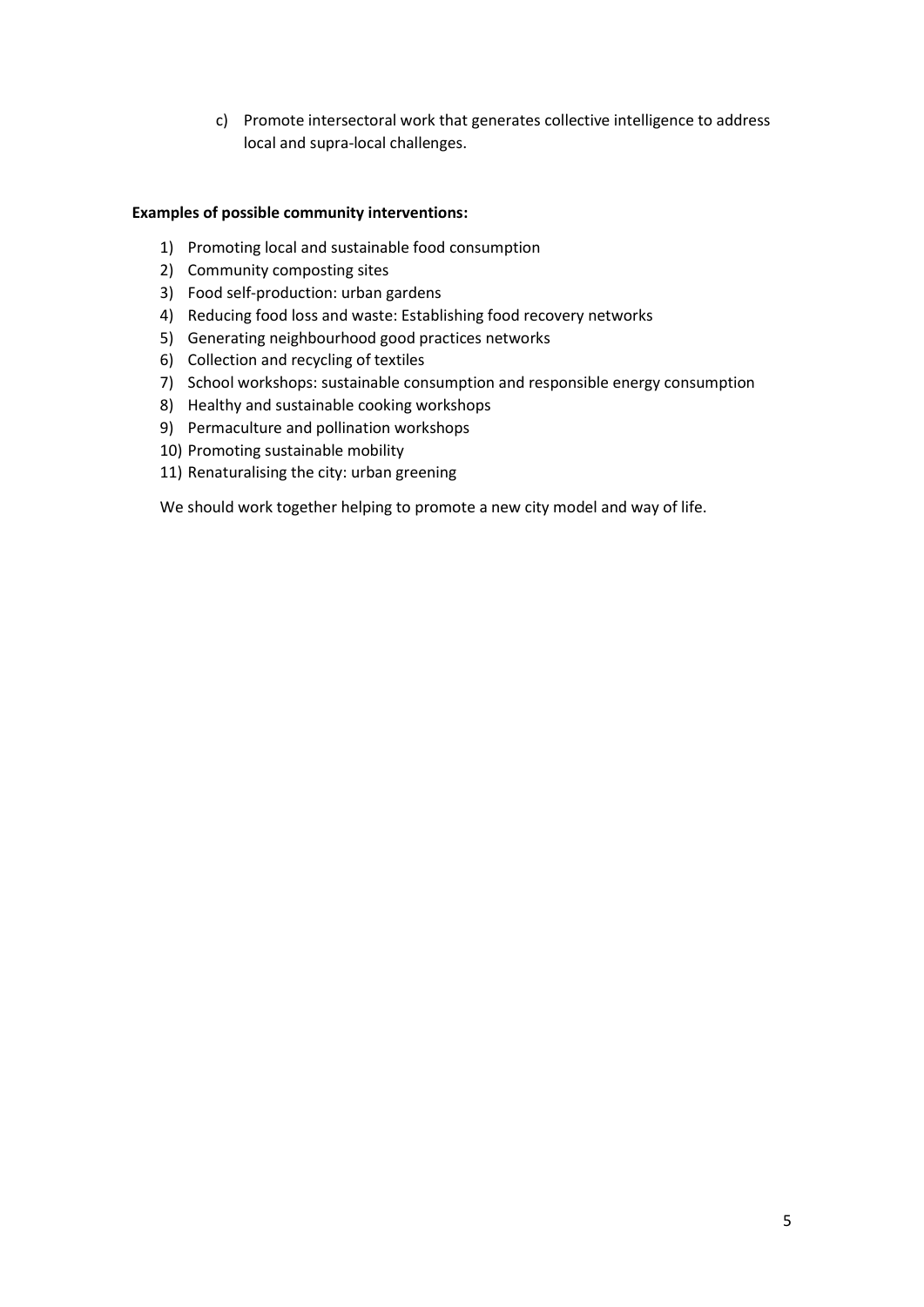c) Promote intersectoral work that generates collective intelligence to address local and supra-local challenges.

**Examples of possible community interventions:**

1) Promoting local and sustainable food consumption
2) Community composting sites
3) Food self-production: urban gardens
4) Reducing food loss and waste: Establishing food recovery networks
5) Generating neighbourhood good practices networks
6) Collection and recycling of textiles
7) School workshops: sustainable consumption and responsible energy consumption
8) Healthy and sustainable cooking workshops
9) Permaculture and pollination workshops
10) Promoting sustainable mobility
11) Renaturalising the city: urban greening

We should work together helping to promote a new city model and way of life.